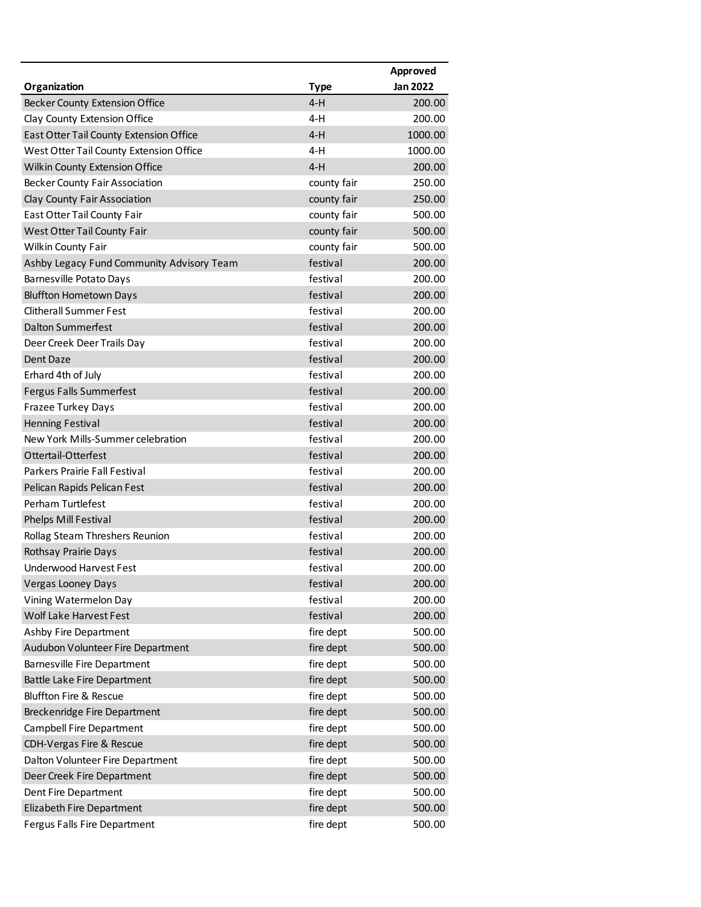| Organization | Type | Approved Jan 2022 |
|---|---|---|
| Becker County Extension Office | 4-H | 200.00 |
| Clay County Extension Office | 4-H | 200.00 |
| East Otter Tail County Extension Office | 4-H | 1000.00 |
| West Otter Tail County Extension Office | 4-H | 1000.00 |
| Wilkin County Extension Office | 4-H | 200.00 |
| Becker County Fair Association | county fair | 250.00 |
| Clay County Fair Association | county fair | 250.00 |
| East Otter Tail County Fair | county fair | 500.00 |
| West Otter Tail County Fair | county fair | 500.00 |
| Wilkin County Fair | county fair | 500.00 |
| Ashby Legacy Fund Community Advisory Team | festival | 200.00 |
| Barnesville Potato Days | festival | 200.00 |
| Bluffton Hometown Days | festival | 200.00 |
| Clitherall Summer Fest | festival | 200.00 |
| Dalton Summerfest | festival | 200.00 |
| Deer Creek Deer Trails Day | festival | 200.00 |
| Dent Daze | festival | 200.00 |
| Erhard 4th of July | festival | 200.00 |
| Fergus Falls Summerfest | festival | 200.00 |
| Frazee Turkey Days | festival | 200.00 |
| Henning Festival | festival | 200.00 |
| New York Mills-Summer celebration | festival | 200.00 |
| Ottertail-Otterfest | festival | 200.00 |
| Parkers Prairie Fall Festival | festival | 200.00 |
| Pelican Rapids Pelican Fest | festival | 200.00 |
| Perham Turtlefest | festival | 200.00 |
| Phelps Mill Festival | festival | 200.00 |
| Rollag Steam Threshers Reunion | festival | 200.00 |
| Rothsay Prairie Days | festival | 200.00 |
| Underwood Harvest Fest | festival | 200.00 |
| Vergas Looney Days | festival | 200.00 |
| Vining Watermelon Day | festival | 200.00 |
| Wolf Lake Harvest Fest | festival | 200.00 |
| Ashby Fire Department | fire dept | 500.00 |
| Audubon Volunteer Fire Department | fire dept | 500.00 |
| Barnesville Fire Department | fire dept | 500.00 |
| Battle Lake Fire Department | fire dept | 500.00 |
| Bluffton Fire & Rescue | fire dept | 500.00 |
| Breckenridge Fire Department | fire dept | 500.00 |
| Campbell Fire Department | fire dept | 500.00 |
| CDH-Vergas Fire & Rescue | fire dept | 500.00 |
| Dalton Volunteer Fire Department | fire dept | 500.00 |
| Deer Creek Fire Department | fire dept | 500.00 |
| Dent Fire Department | fire dept | 500.00 |
| Elizabeth Fire Department | fire dept | 500.00 |
| Fergus Falls Fire Department | fire dept | 500.00 |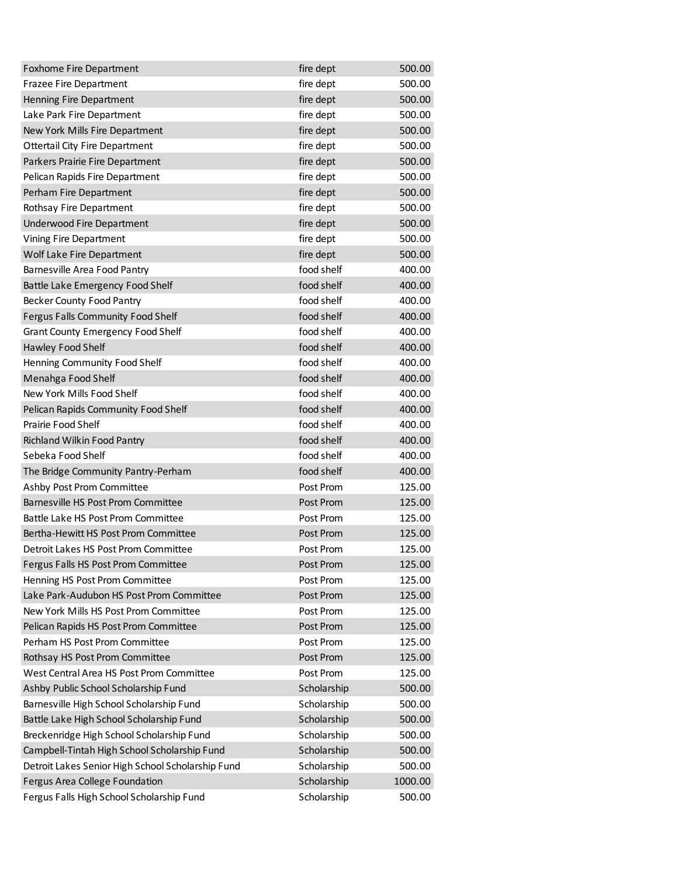| | | |
|---|---|---|
| Foxhome Fire Department | fire dept | 500.00 |
| Frazee Fire Department | fire dept | 500.00 |
| Henning Fire Department | fire dept | 500.00 |
| Lake Park Fire Department | fire dept | 500.00 |
| New York Mills Fire Department | fire dept | 500.00 |
| Ottertail City Fire Department | fire dept | 500.00 |
| Parkers Prairie Fire Department | fire dept | 500.00 |
| Pelican Rapids Fire Department | fire dept | 500.00 |
| Perham Fire Department | fire dept | 500.00 |
| Rothsay Fire Department | fire dept | 500.00 |
| Underwood Fire Department | fire dept | 500.00 |
| Vining Fire Department | fire dept | 500.00 |
| Wolf Lake Fire Department | fire dept | 500.00 |
| Barnesville Area Food Pantry | food shelf | 400.00 |
| Battle Lake Emergency Food Shelf | food shelf | 400.00 |
| Becker County Food Pantry | food shelf | 400.00 |
| Fergus Falls Community Food Shelf | food shelf | 400.00 |
| Grant County Emergency Food Shelf | food shelf | 400.00 |
| Hawley Food Shelf | food shelf | 400.00 |
| Henning Community Food Shelf | food shelf | 400.00 |
| Menahga Food Shelf | food shelf | 400.00 |
| New York Mills Food Shelf | food shelf | 400.00 |
| Pelican Rapids Community Food Shelf | food shelf | 400.00 |
| Prairie Food Shelf | food shelf | 400.00 |
| Richland Wilkin Food Pantry | food shelf | 400.00 |
| Sebeka Food Shelf | food shelf | 400.00 |
| The Bridge Community Pantry-Perham | food shelf | 400.00 |
| Ashby Post Prom Committee | Post Prom | 125.00 |
| Barnesville HS Post Prom Committee | Post Prom | 125.00 |
| Battle Lake HS Post Prom Committee | Post Prom | 125.00 |
| Bertha-Hewitt HS Post Prom Committee | Post Prom | 125.00 |
| Detroit Lakes HS Post Prom Committee | Post Prom | 125.00 |
| Fergus Falls HS Post Prom Committee | Post Prom | 125.00 |
| Henning HS Post Prom Committee | Post Prom | 125.00 |
| Lake Park-Audubon HS Post Prom Committee | Post Prom | 125.00 |
| New York Mills HS Post Prom Committee | Post Prom | 125.00 |
| Pelican Rapids HS Post Prom Committee | Post Prom | 125.00 |
| Perham HS Post Prom Committee | Post Prom | 125.00 |
| Rothsay HS Post Prom Committee | Post Prom | 125.00 |
| West Central Area HS Post Prom Committee | Post Prom | 125.00 |
| Ashby Public School Scholarship Fund | Scholarship | 500.00 |
| Barnesville High School Scholarship Fund | Scholarship | 500.00 |
| Battle Lake High School Scholarship Fund | Scholarship | 500.00 |
| Breckenridge High School Scholarship Fund | Scholarship | 500.00 |
| Campbell-Tintah High School Scholarship Fund | Scholarship | 500.00 |
| Detroit Lakes Senior High School Scholarship Fund | Scholarship | 500.00 |
| Fergus Area College Foundation | Scholarship | 1000.00 |
| Fergus Falls High School Scholarship Fund | Scholarship | 500.00 |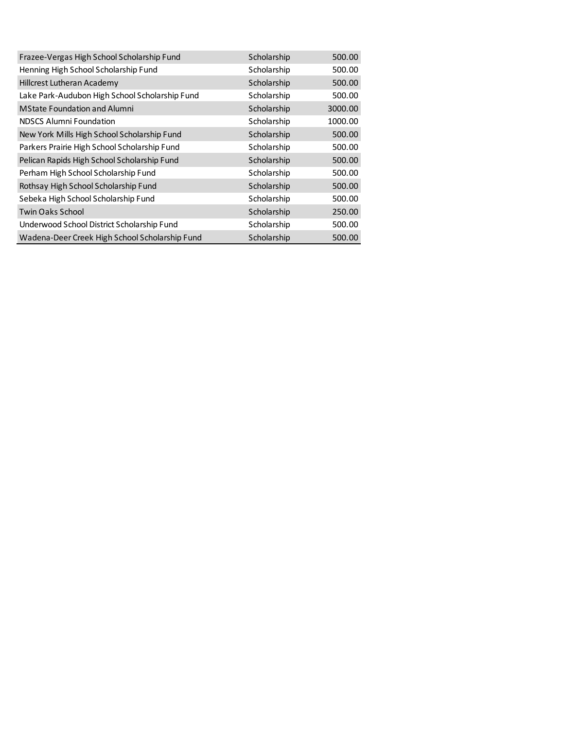| | | |
|---|---|---|
| Frazee-Vergas High School Scholarship Fund | Scholarship | 500.00 |
| Henning High School Scholarship Fund | Scholarship | 500.00 |
| Hillcrest Lutheran Academy | Scholarship | 500.00 |
| Lake Park-Audubon High School Scholarship Fund | Scholarship | 500.00 |
| MState Foundation and Alumni | Scholarship | 3000.00 |
| NDSCS Alumni Foundation | Scholarship | 1000.00 |
| New York Mills High School Scholarship Fund | Scholarship | 500.00 |
| Parkers Prairie High School Scholarship Fund | Scholarship | 500.00 |
| Pelican Rapids High School Scholarship Fund | Scholarship | 500.00 |
| Perham High School Scholarship Fund | Scholarship | 500.00 |
| Rothsay High School Scholarship Fund | Scholarship | 500.00 |
| Sebeka High School Scholarship Fund | Scholarship | 500.00 |
| Twin Oaks School | Scholarship | 250.00 |
| Underwood School District Scholarship Fund | Scholarship | 500.00 |
| Wadena-Deer Creek High School Scholarship Fund | Scholarship | 500.00 |